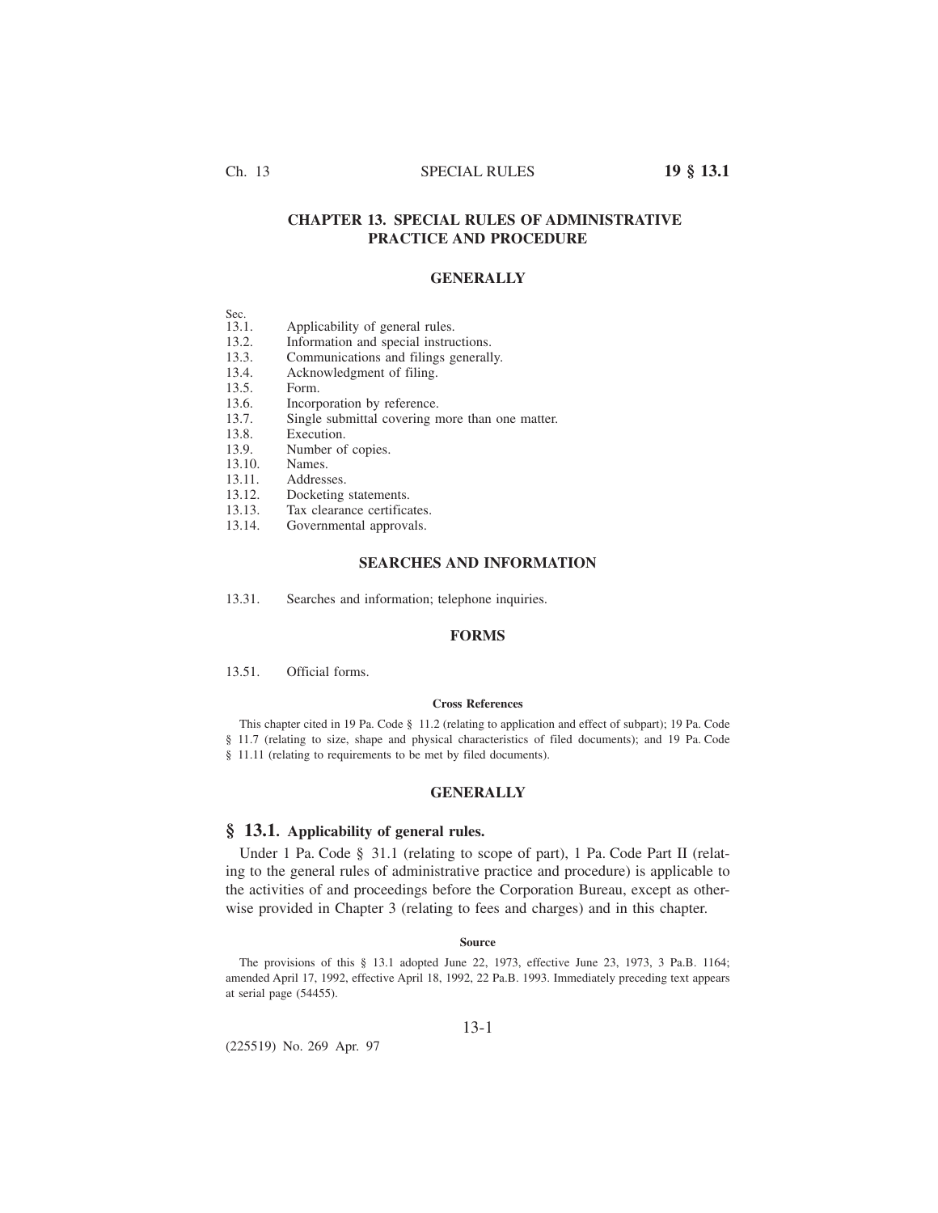# CHAPTER 13. SPECIAL RULES OF ADMINISTRATIVE PRACTICE AND PROCEDURE

## GENERALLY

Sec.
13.1. Applicability of general rules.
13.2. Information and special instructions.
13.3. Communications and filings generally.
13.4. Acknowledgment of filing.
13.5. Form.
13.6. Incorporation by reference.
13.7. Single submittal covering more than one matter.
13.8. Execution.
13.9. Number of copies.
13.10. Names.
13.11. Addresses.
13.12. Docketing statements.
13.13. Tax clearance certificates.
13.14. Governmental approvals.

## SEARCHES AND INFORMATION

13.31. Searches and information; telephone inquiries.

## FORMS

13.51. Official forms.

#### Cross References

This chapter cited in 19 Pa. Code § 11.2 (relating to application and effect of subpart); 19 Pa. Code § 11.7 (relating to size, shape and physical characteristics of filed documents); and 19 Pa. Code § 11.11 (relating to requirements to be met by filed documents).

## GENERALLY

### § 13.1. Applicability of general rules.

Under 1 Pa. Code § 31.1 (relating to scope of part), 1 Pa. Code Part II (relating to the general rules of administrative practice and procedure) is applicable to the activities of and proceedings before the Corporation Bureau, except as otherwise provided in Chapter 3 (relating to fees and charges) and in this chapter.

#### Source

The provisions of this § 13.1 adopted June 22, 1973, effective June 23, 1973, 3 Pa.B. 1164; amended April 17, 1992, effective April 18, 1992, 22 Pa.B. 1993. Immediately preceding text appears at serial page (54455).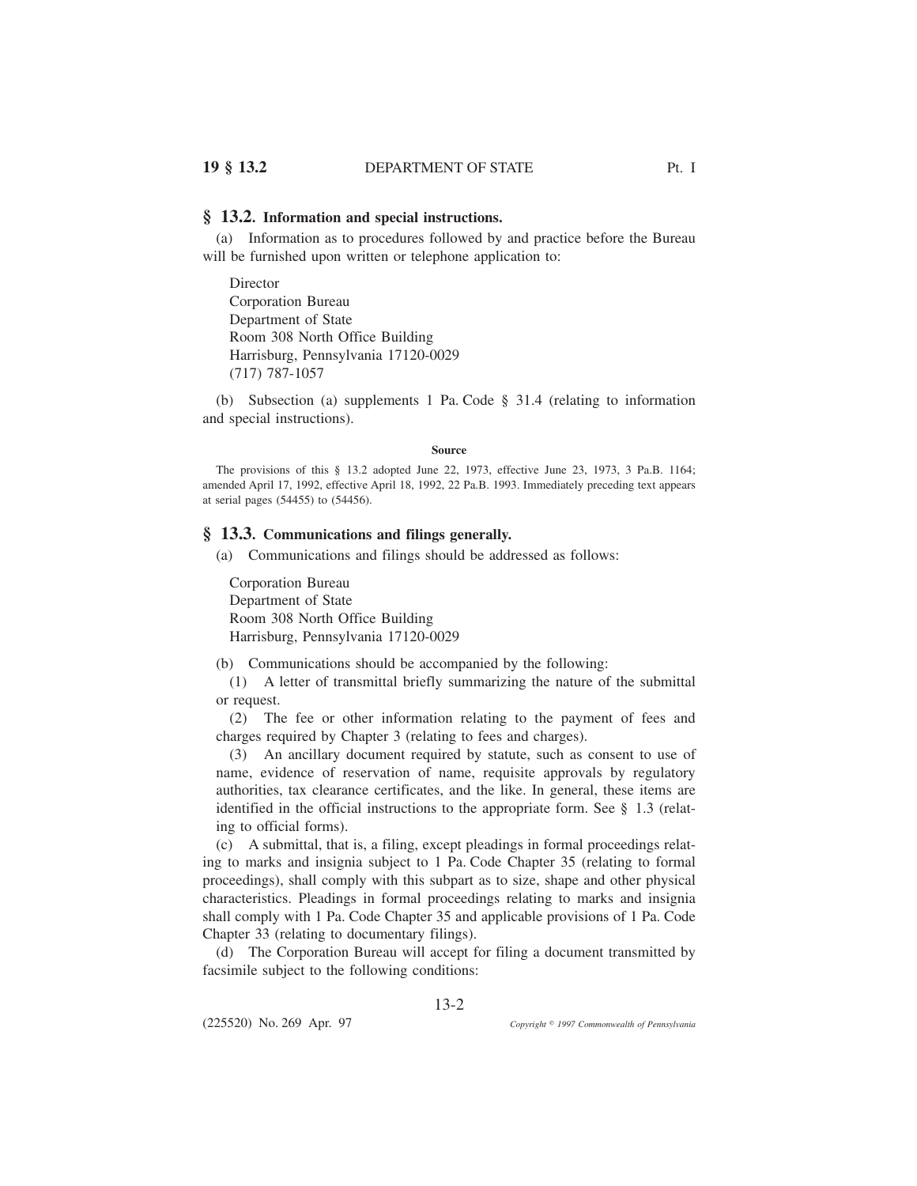## § 13.2. Information and special instructions.

(a) Information as to procedures followed by and practice before the Bureau will be furnished upon written or telephone application to:

Director
Corporation Bureau
Department of State
Room 308 North Office Building
Harrisburg, Pennsylvania 17120-0029
(717) 787-1057

(b) Subsection (a) supplements 1 Pa. Code § 31.4 (relating to information and special instructions).

**Source**

The provisions of this § 13.2 adopted June 22, 1973, effective June 23, 1973, 3 Pa.B. 1164; amended April 17, 1992, effective April 18, 1992, 22 Pa.B. 1993. Immediately preceding text appears at serial pages (54455) to (54456).

## § 13.3. Communications and filings generally.

(a) Communications and filings should be addressed as follows:

Corporation Bureau
Department of State
Room 308 North Office Building
Harrisburg, Pennsylvania 17120-0029

(b) Communications should be accompanied by the following:

(1) A letter of transmittal briefly summarizing the nature of the submittal or request.

(2) The fee or other information relating to the payment of fees and charges required by Chapter 3 (relating to fees and charges).

(3) An ancillary document required by statute, such as consent to use of name, evidence of reservation of name, requisite approvals by regulatory authorities, tax clearance certificates, and the like. In general, these items are identified in the official instructions to the appropriate form. See § 1.3 (relating to official forms).

(c) A submittal, that is, a filing, except pleadings in formal proceedings relating to marks and insignia subject to 1 Pa. Code Chapter 35 (relating to formal proceedings), shall comply with this subpart as to size, shape and other physical characteristics. Pleadings in formal proceedings relating to marks and insignia shall comply with 1 Pa. Code Chapter 35 and applicable provisions of 1 Pa. Code Chapter 33 (relating to documentary filings).

(d) The Corporation Bureau will accept for filing a document transmitted by facsimile subject to the following conditions: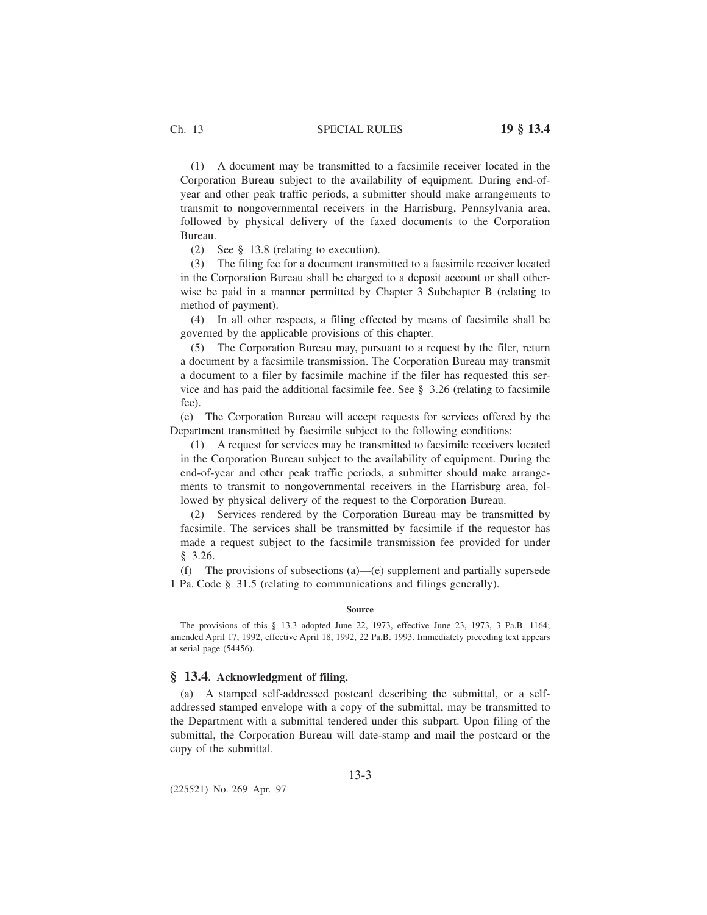(1) A document may be transmitted to a facsimile receiver located in the Corporation Bureau subject to the availability of equipment. During end-of-year and other peak traffic periods, a submitter should make arrangements to transmit to nongovernmental receivers in the Harrisburg, Pennsylvania area, followed by physical delivery of the faxed documents to the Corporation Bureau.

(2) See § 13.8 (relating to execution).

(3) The filing fee for a document transmitted to a facsimile receiver located in the Corporation Bureau shall be charged to a deposit account or shall otherwise be paid in a manner permitted by Chapter 3 Subchapter B (relating to method of payment).

(4) In all other respects, a filing effected by means of facsimile shall be governed by the applicable provisions of this chapter.

(5) The Corporation Bureau may, pursuant to a request by the filer, return a document by a facsimile transmission. The Corporation Bureau may transmit a document to a filer by facsimile machine if the filer has requested this service and has paid the additional facsimile fee. See § 3.26 (relating to facsimile fee).

(e) The Corporation Bureau will accept requests for services offered by the Department transmitted by facsimile subject to the following conditions:

(1) A request for services may be transmitted to facsimile receivers located in the Corporation Bureau subject to the availability of equipment. During the end-of-year and other peak traffic periods, a submitter should make arrangements to transmit to nongovernmental receivers in the Harrisburg area, followed by physical delivery of the request to the Corporation Bureau.

(2) Services rendered by the Corporation Bureau may be transmitted by facsimile. The services shall be transmitted by facsimile if the requestor has made a request subject to the facsimile transmission fee provided for under § 3.26.

(f) The provisions of subsections (a)—(e) supplement and partially supersede 1 Pa. Code § 31.5 (relating to communications and filings generally).

**Source**

The provisions of this § 13.3 adopted June 22, 1973, effective June 23, 1973, 3 Pa.B. 1164; amended April 17, 1992, effective April 18, 1992, 22 Pa.B. 1993. Immediately preceding text appears at serial page (54456).

## § 13.4. Acknowledgment of filing.

(a) A stamped self-addressed postcard describing the submittal, or a self-addressed stamped envelope with a copy of the submittal, may be transmitted to the Department with a submittal tendered under this subpart. Upon filing of the submittal, the Corporation Bureau will date-stamp and mail the postcard or the copy of the submittal.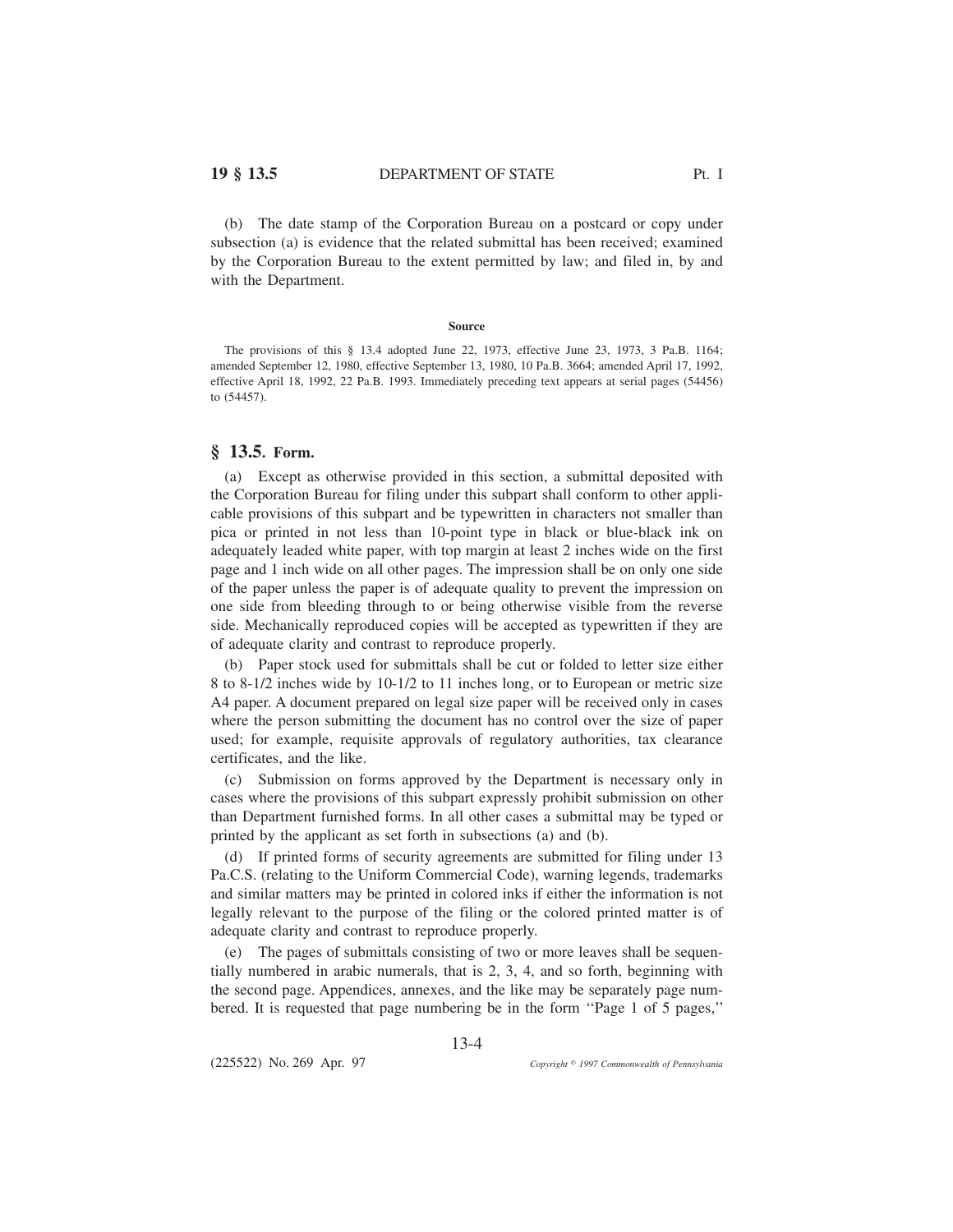(b) The date stamp of the Corporation Bureau on a postcard or copy under subsection (a) is evidence that the related submittal has been received; examined by the Corporation Bureau to the extent permitted by law; and filed in, by and with the Department.

**Source**

The provisions of this § 13.4 adopted June 22, 1973, effective June 23, 1973, 3 Pa.B. 1164; amended September 12, 1980, effective September 13, 1980, 10 Pa.B. 3664; amended April 17, 1992, effective April 18, 1992, 22 Pa.B. 1993. Immediately preceding text appears at serial pages (54456) to (54457).

## § 13.5. Form.

(a) Except as otherwise provided in this section, a submittal deposited with the Corporation Bureau for filing under this subpart shall conform to other applicable provisions of this subpart and be typewritten in characters not smaller than pica or printed in not less than 10-point type in black or blue-black ink on adequately leaded white paper, with top margin at least 2 inches wide on the first page and 1 inch wide on all other pages. The impression shall be on only one side of the paper unless the paper is of adequate quality to prevent the impression on one side from bleeding through to or being otherwise visible from the reverse side. Mechanically reproduced copies will be accepted as typewritten if they are of adequate clarity and contrast to reproduce properly.

(b) Paper stock used for submittals shall be cut or folded to letter size either 8 to 8-1/2 inches wide by 10-1/2 to 11 inches long, or to European or metric size A4 paper. A document prepared on legal size paper will be received only in cases where the person submitting the document has no control over the size of paper used; for example, requisite approvals of regulatory authorities, tax clearance certificates, and the like.

(c) Submission on forms approved by the Department is necessary only in cases where the provisions of this subpart expressly prohibit submission on other than Department furnished forms. In all other cases a submittal may be typed or printed by the applicant as set forth in subsections (a) and (b).

(d) If printed forms of security agreements are submitted for filing under 13 Pa.C.S. (relating to the Uniform Commercial Code), warning legends, trademarks and similar matters may be printed in colored inks if either the information is not legally relevant to the purpose of the filing or the colored printed matter is of adequate clarity and contrast to reproduce properly.

(e) The pages of submittals consisting of two or more leaves shall be sequentially numbered in arabic numerals, that is 2, 3, 4, and so forth, beginning with the second page. Appendices, annexes, and the like may be separately page numbered. It is requested that page numbering be in the form ''Page 1 of 5 pages,''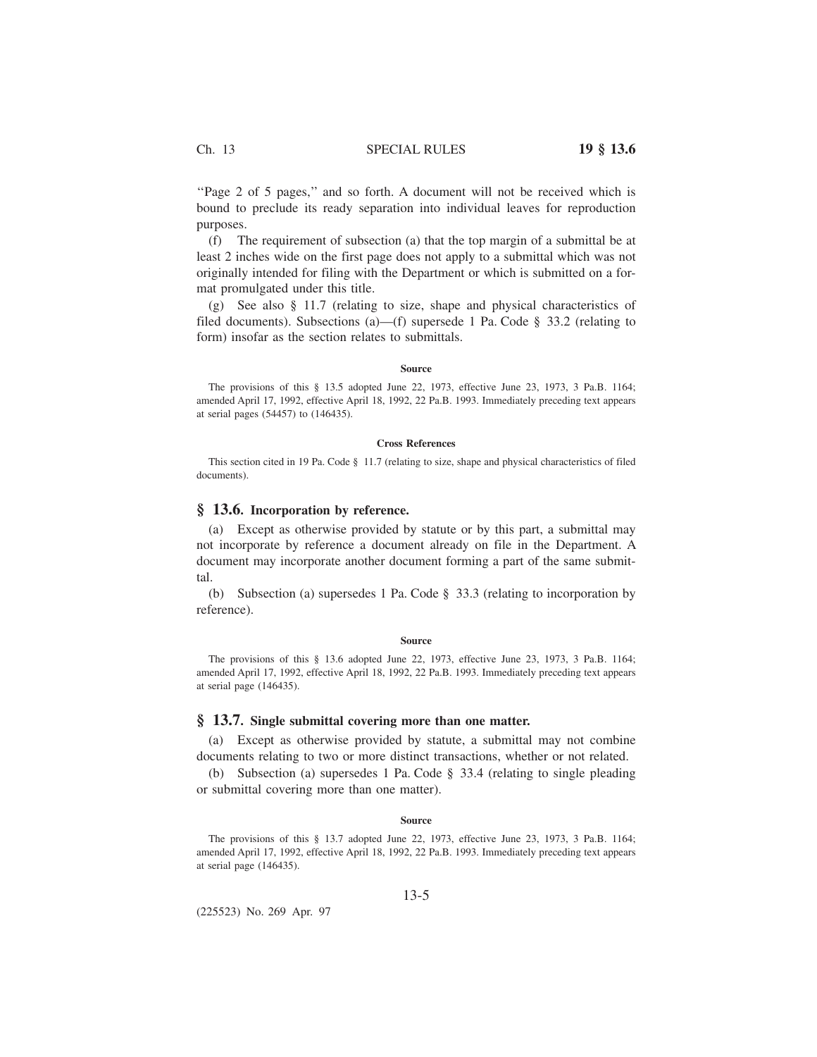''Page 2 of 5 pages,'' and so forth. A document will not be received which is bound to preclude its ready separation into individual leaves for reproduction purposes.

(f) The requirement of subsection (a) that the top margin of a submittal be at least 2 inches wide on the first page does not apply to a submittal which was not originally intended for filing with the Department or which is submitted on a format promulgated under this title.

(g) See also § 11.7 (relating to size, shape and physical characteristics of filed documents). Subsections (a)—(f) supersede 1 Pa. Code § 33.2 (relating to form) insofar as the section relates to submittals.

**Source**

The provisions of this § 13.5 adopted June 22, 1973, effective June 23, 1973, 3 Pa.B. 1164; amended April 17, 1992, effective April 18, 1992, 22 Pa.B. 1993. Immediately preceding text appears at serial pages (54457) to (146435).

**Cross References**

This section cited in 19 Pa. Code § 11.7 (relating to size, shape and physical characteristics of filed documents).

## § 13.6. Incorporation by reference.

(a) Except as otherwise provided by statute or by this part, a submittal may not incorporate by reference a document already on file in the Department. A document may incorporate another document forming a part of the same submittal.

(b) Subsection (a) supersedes 1 Pa. Code § 33.3 (relating to incorporation by reference).

**Source**

The provisions of this § 13.6 adopted June 22, 1973, effective June 23, 1973, 3 Pa.B. 1164; amended April 17, 1992, effective April 18, 1992, 22 Pa.B. 1993. Immediately preceding text appears at serial page (146435).

## § 13.7. Single submittal covering more than one matter.

(a) Except as otherwise provided by statute, a submittal may not combine documents relating to two or more distinct transactions, whether or not related.

(b) Subsection (a) supersedes 1 Pa. Code § 33.4 (relating to single pleading or submittal covering more than one matter).

**Source**

The provisions of this § 13.7 adopted June 22, 1973, effective June 23, 1973, 3 Pa.B. 1164; amended April 17, 1992, effective April 18, 1992, 22 Pa.B. 1993. Immediately preceding text appears at serial page (146435).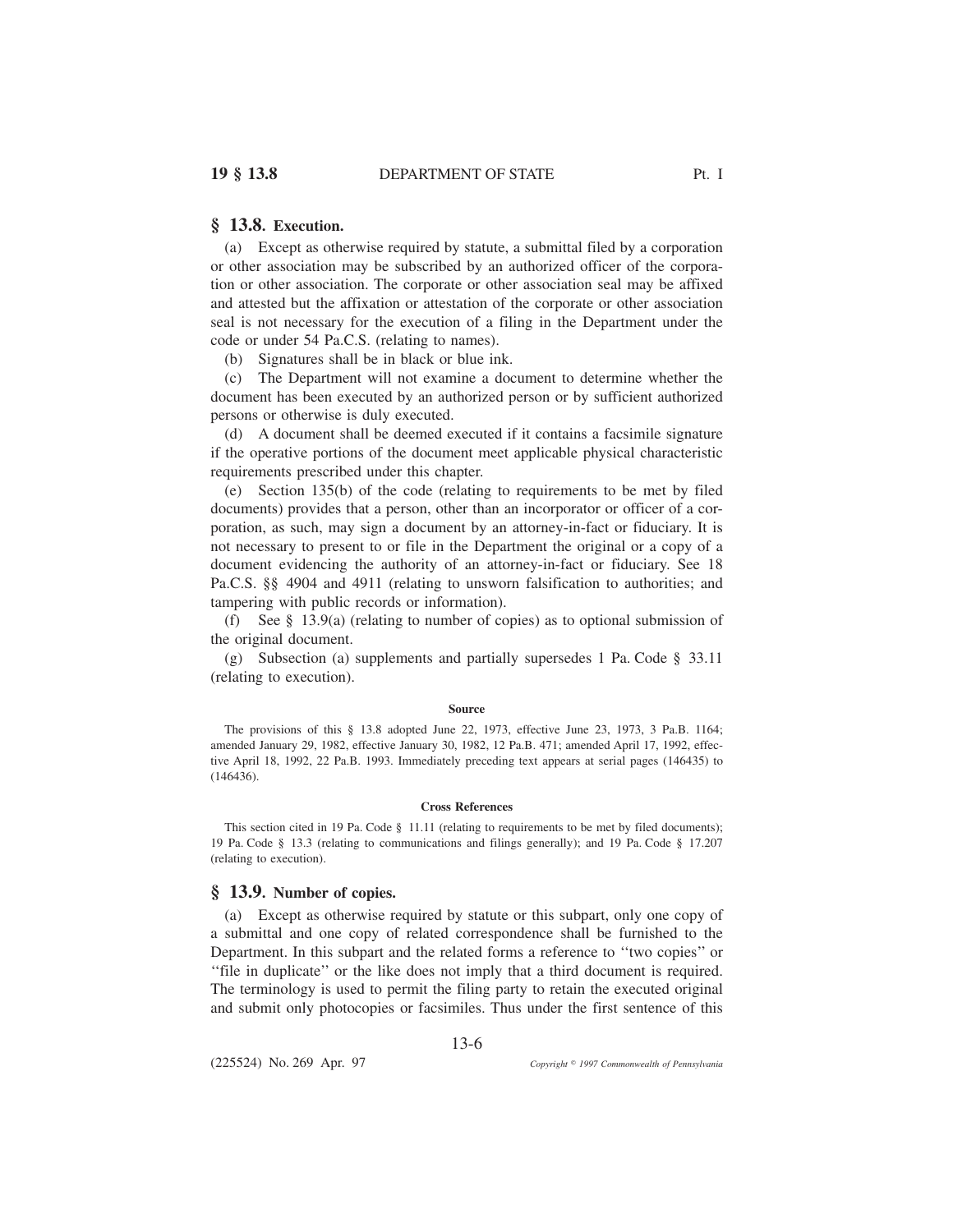## § 13.8. Execution.

(a) Except as otherwise required by statute, a submittal filed by a corporation or other association may be subscribed by an authorized officer of the corporation or other association. The corporate or other association seal may be affixed and attested but the affixation or attestation of the corporate or other association seal is not necessary for the execution of a filing in the Department under the code or under 54 Pa.C.S. (relating to names).

(b) Signatures shall be in black or blue ink.

(c) The Department will not examine a document to determine whether the document has been executed by an authorized person or by sufficient authorized persons or otherwise is duly executed.

(d) A document shall be deemed executed if it contains a facsimile signature if the operative portions of the document meet applicable physical characteristic requirements prescribed under this chapter.

(e) Section 135(b) of the code (relating to requirements to be met by filed documents) provides that a person, other than an incorporator or officer of a corporation, as such, may sign a document by an attorney-in-fact or fiduciary. It is not necessary to present to or file in the Department the original or a copy of a document evidencing the authority of an attorney-in-fact or fiduciary. See 18 Pa.C.S. §§ 4904 and 4911 (relating to unsworn falsification to authorities; and tampering with public records or information).

(f) See § 13.9(a) (relating to number of copies) as to optional submission of the original document.

(g) Subsection (a) supplements and partially supersedes 1 Pa. Code § 33.11 (relating to execution).

#### Source

The provisions of this § 13.8 adopted June 22, 1973, effective June 23, 1973, 3 Pa.B. 1164; amended January 29, 1982, effective January 30, 1982, 12 Pa.B. 471; amended April 17, 1992, effective April 18, 1992, 22 Pa.B. 1993. Immediately preceding text appears at serial pages (146435) to (146436).

#### Cross References

This section cited in 19 Pa. Code § 11.11 (relating to requirements to be met by filed documents); 19 Pa. Code § 13.3 (relating to communications and filings generally); and 19 Pa. Code § 17.207 (relating to execution).

## § 13.9. Number of copies.

(a) Except as otherwise required by statute or this subpart, only one copy of a submittal and one copy of related correspondence shall be furnished to the Department. In this subpart and the related forms a reference to ''two copies'' or ''file in duplicate'' or the like does not imply that a third document is required. The terminology is used to permit the filing party to retain the executed original and submit only photocopies or facsimiles. Thus under the first sentence of this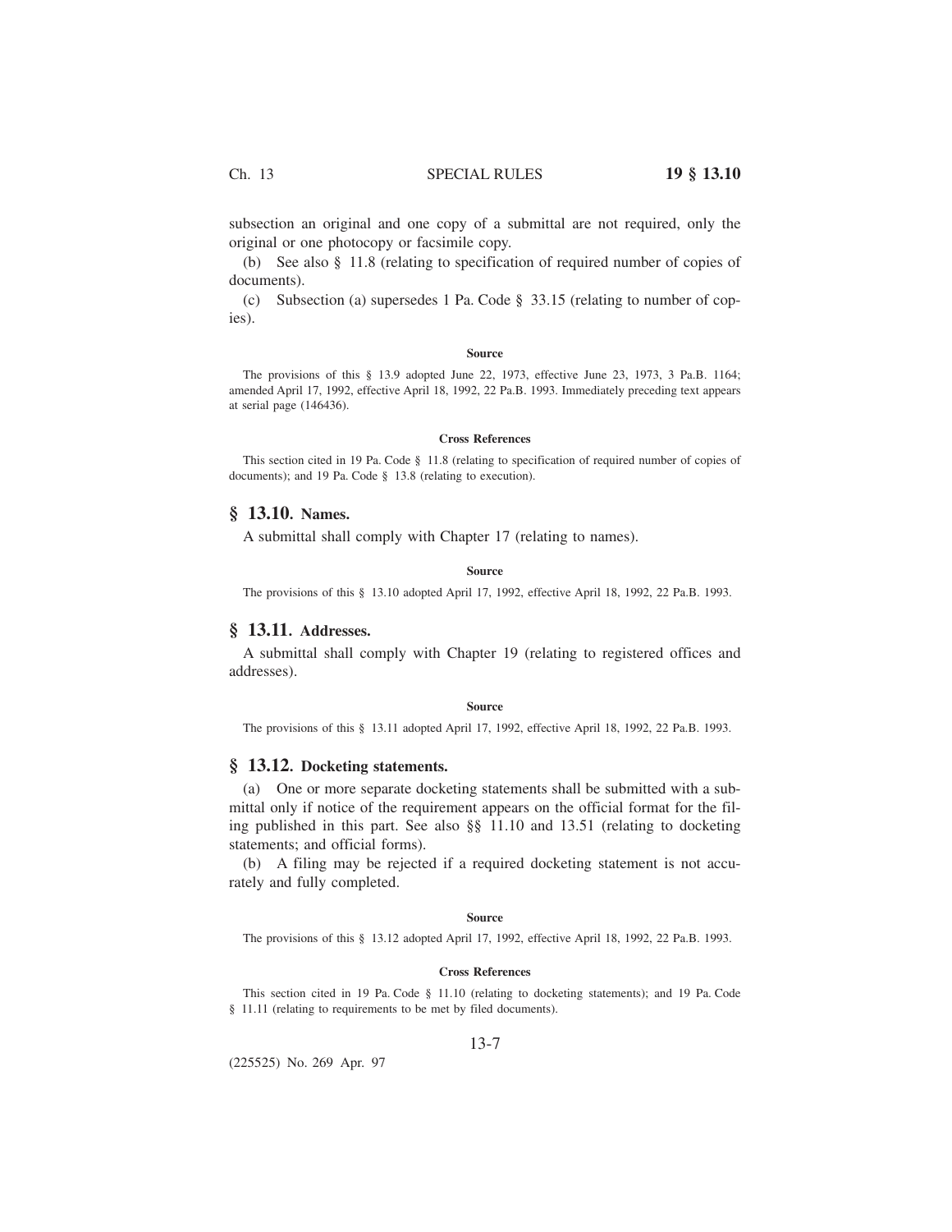subsection an original and one copy of a submittal are not required, only the original or one photocopy or facsimile copy.

(b) See also § 11.8 (relating to specification of required number of copies of documents).

(c) Subsection (a) supersedes 1 Pa. Code § 33.15 (relating to number of copies).

#### Source

The provisions of this § 13.9 adopted June 22, 1973, effective June 23, 1973, 3 Pa.B. 1164; amended April 17, 1992, effective April 18, 1992, 22 Pa.B. 1993. Immediately preceding text appears at serial page (146436).

#### Cross References

This section cited in 19 Pa. Code § 11.8 (relating to specification of required number of copies of documents); and 19 Pa. Code § 13.8 (relating to execution).

## § 13.10. Names.

A submittal shall comply with Chapter 17 (relating to names).

#### Source

The provisions of this § 13.10 adopted April 17, 1992, effective April 18, 1992, 22 Pa.B. 1993.

## § 13.11. Addresses.

A submittal shall comply with Chapter 19 (relating to registered offices and addresses).

#### Source

The provisions of this § 13.11 adopted April 17, 1992, effective April 18, 1992, 22 Pa.B. 1993.

## § 13.12. Docketing statements.

(a) One or more separate docketing statements shall be submitted with a submittal only if notice of the requirement appears on the official format for the filing published in this part. See also §§ 11.10 and 13.51 (relating to docketing statements; and official forms).

(b) A filing may be rejected if a required docketing statement is not accurately and fully completed.

#### Source

The provisions of this § 13.12 adopted April 17, 1992, effective April 18, 1992, 22 Pa.B. 1993.

#### Cross References

This section cited in 19 Pa. Code § 11.10 (relating to docketing statements); and 19 Pa. Code § 11.11 (relating to requirements to be met by filed documents).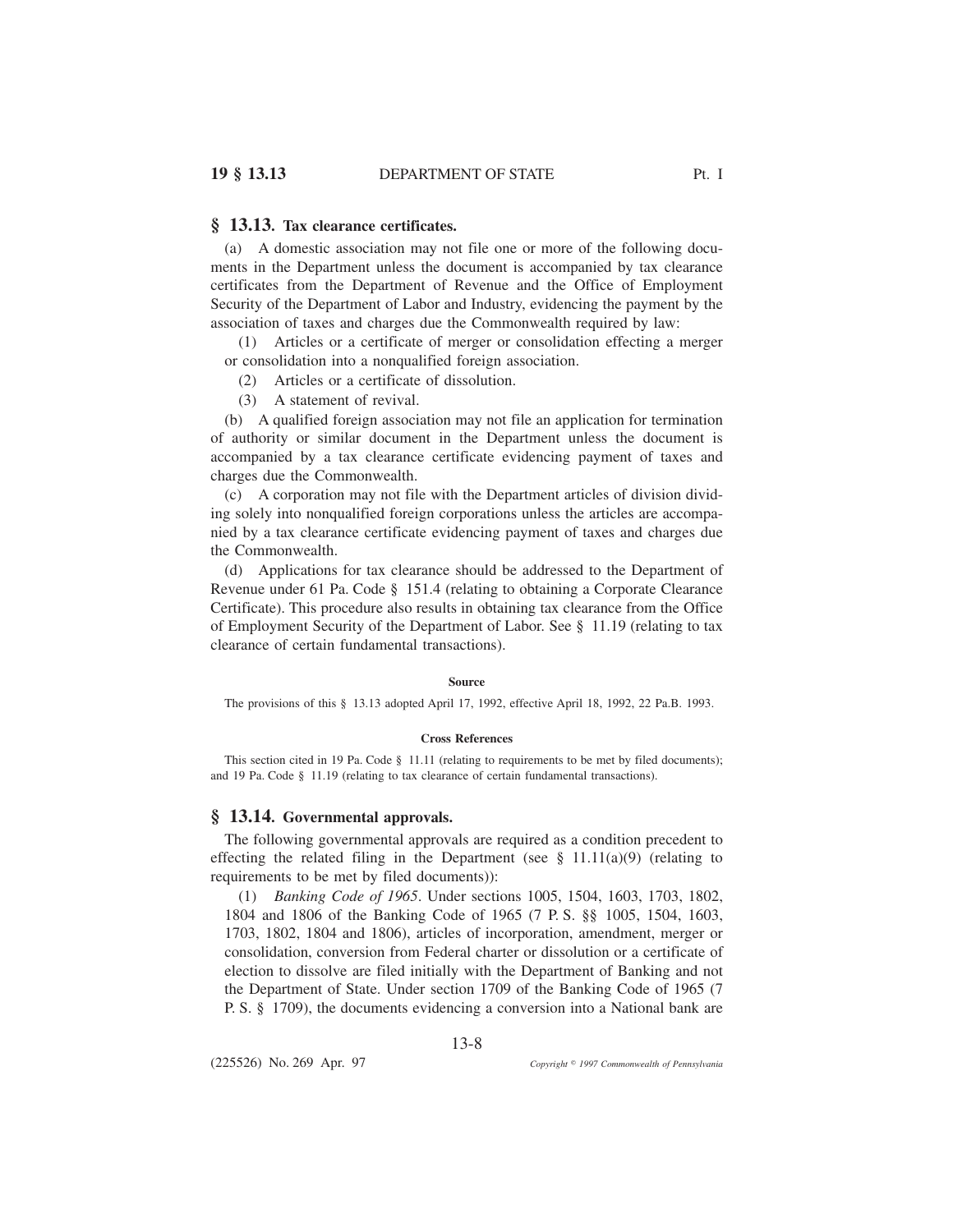## § 13.13. Tax clearance certificates.

(a) A domestic association may not file one or more of the following documents in the Department unless the document is accompanied by tax clearance certificates from the Department of Revenue and the Office of Employment Security of the Department of Labor and Industry, evidencing the payment by the association of taxes and charges due the Commonwealth required by law:

(1) Articles or a certificate of merger or consolidation effecting a merger or consolidation into a nonqualified foreign association.

(2) Articles or a certificate of dissolution.

(3) A statement of revival.

(b) A qualified foreign association may not file an application for termination of authority or similar document in the Department unless the document is accompanied by a tax clearance certificate evidencing payment of taxes and charges due the Commonwealth.

(c) A corporation may not file with the Department articles of division dividing solely into nonqualified foreign corporations unless the articles are accompanied by a tax clearance certificate evidencing payment of taxes and charges due the Commonwealth.

(d) Applications for tax clearance should be addressed to the Department of Revenue under 61 Pa. Code § 151.4 (relating to obtaining a Corporate Clearance Certificate). This procedure also results in obtaining tax clearance from the Office of Employment Security of the Department of Labor. See § 11.19 (relating to tax clearance of certain fundamental transactions).

#### Source

The provisions of this § 13.13 adopted April 17, 1992, effective April 18, 1992, 22 Pa.B. 1993.

#### Cross References

This section cited in 19 Pa. Code § 11.11 (relating to requirements to be met by filed documents); and 19 Pa. Code § 11.19 (relating to tax clearance of certain fundamental transactions).

## § 13.14. Governmental approvals.

The following governmental approvals are required as a condition precedent to effecting the related filing in the Department (see § 11.11(a)(9) (relating to requirements to be met by filed documents)):

(1) *Banking Code of 1965*. Under sections 1005, 1504, 1603, 1703, 1802, 1804 and 1806 of the Banking Code of 1965 (7 P. S. §§ 1005, 1504, 1603, 1703, 1802, 1804 and 1806), articles of incorporation, amendment, merger or consolidation, conversion from Federal charter or dissolution or a certificate of election to dissolve are filed initially with the Department of Banking and not the Department of State. Under section 1709 of the Banking Code of 1965 (7 P. S. § 1709), the documents evidencing a conversion into a National bank are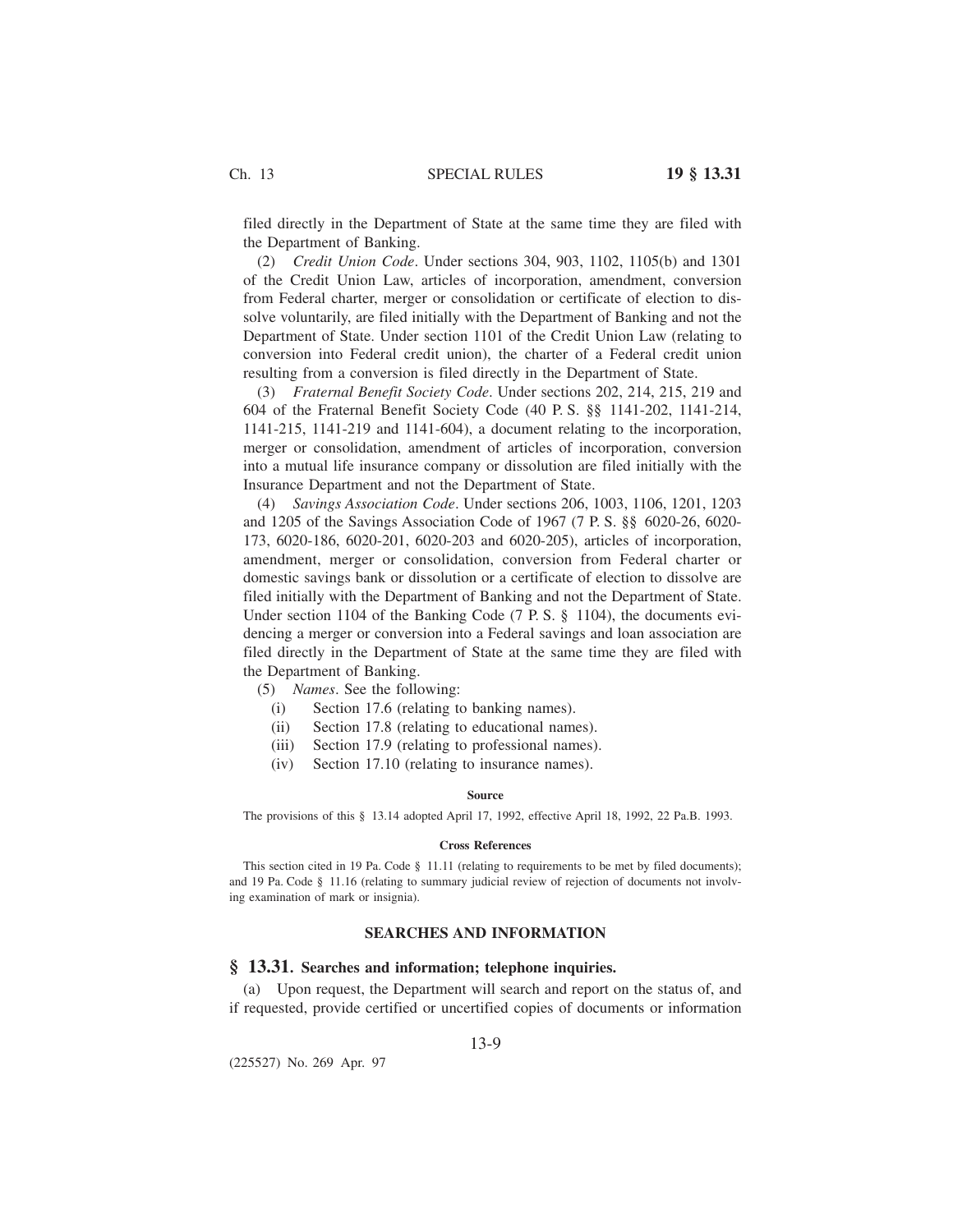filed directly in the Department of State at the same time they are filed with the Department of Banking.

(2) *Credit Union Code*. Under sections 304, 903, 1102, 1105(b) and 1301 of the Credit Union Law, articles of incorporation, amendment, conversion from Federal charter, merger or consolidation or certificate of election to dissolve voluntarily, are filed initially with the Department of Banking and not the Department of State. Under section 1101 of the Credit Union Law (relating to conversion into Federal credit union), the charter of a Federal credit union resulting from a conversion is filed directly in the Department of State.

(3) *Fraternal Benefit Society Code*. Under sections 202, 214, 215, 219 and 604 of the Fraternal Benefit Society Code (40 P. S. §§ 1141-202, 1141-214, 1141-215, 1141-219 and 1141-604), a document relating to the incorporation, merger or consolidation, amendment of articles of incorporation, conversion into a mutual life insurance company or dissolution are filed initially with the Insurance Department and not the Department of State.

(4) *Savings Association Code*. Under sections 206, 1003, 1106, 1201, 1203 and 1205 of the Savings Association Code of 1967 (7 P. S. §§ 6020-26, 6020-173, 6020-186, 6020-201, 6020-203 and 6020-205), articles of incorporation, amendment, merger or consolidation, conversion from Federal charter or domestic savings bank or dissolution or a certificate of election to dissolve are filed initially with the Department of Banking and not the Department of State. Under section 1104 of the Banking Code (7 P. S. § 1104), the documents evidencing a merger or conversion into a Federal savings and loan association are filed directly in the Department of State at the same time they are filed with the Department of Banking.

(5) *Names*. See the following:

(i) Section 17.6 (relating to banking names).

(ii) Section 17.8 (relating to educational names).

(iii) Section 17.9 (relating to professional names).

(iv) Section 17.10 (relating to insurance names).

**Source**

The provisions of this § 13.14 adopted April 17, 1992, effective April 18, 1992, 22 Pa.B. 1993.

**Cross References**

This section cited in 19 Pa. Code § 11.11 (relating to requirements to be met by filed documents); and 19 Pa. Code § 11.16 (relating to summary judicial review of rejection of documents not involving examination of mark or insignia).

## SEARCHES AND INFORMATION

### § 13.31. Searches and information; telephone inquiries.

(a) Upon request, the Department will search and report on the status of, and if requested, provide certified or uncertified copies of documents or information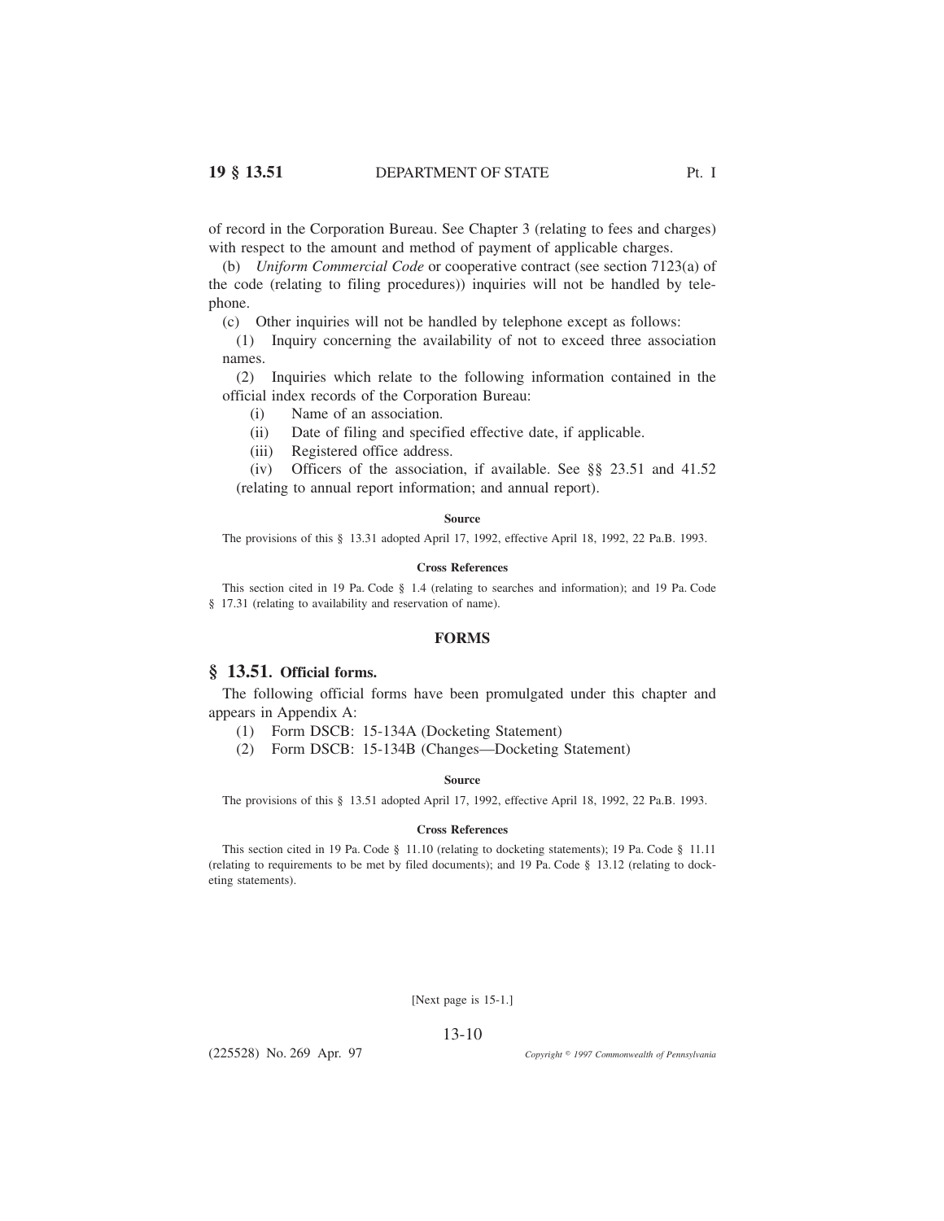of record in the Corporation Bureau. See Chapter 3 (relating to fees and charges) with respect to the amount and method of payment of applicable charges.

(b) *Uniform Commercial Code* or cooperative contract (see section 7123(a) of the code (relating to filing procedures)) inquiries will not be handled by telephone.

(c) Other inquiries will not be handled by telephone except as follows:

(1) Inquiry concerning the availability of not to exceed three association names.

(2) Inquiries which relate to the following information contained in the official index records of the Corporation Bureau:

(i) Name of an association.

(ii) Date of filing and specified effective date, if applicable.

(iii) Registered office address.

(iv) Officers of the association, if available. See §§ 23.51 and 41.52 (relating to annual report information; and annual report).

**Source**

The provisions of this § 13.31 adopted April 17, 1992, effective April 18, 1992, 22 Pa.B. 1993.

**Cross References**

This section cited in 19 Pa. Code § 1.4 (relating to searches and information); and 19 Pa. Code § 17.31 (relating to availability and reservation of name).

## FORMS

### § 13.51. Official forms.

The following official forms have been promulgated under this chapter and appears in Appendix A:

(1) Form DSCB: 15-134A (Docketing Statement)

(2) Form DSCB: 15-134B (Changes—Docketing Statement)

**Source**

The provisions of this § 13.51 adopted April 17, 1992, effective April 18, 1992, 22 Pa.B. 1993.

**Cross References**

This section cited in 19 Pa. Code § 11.10 (relating to docketing statements); 19 Pa. Code § 11.11 (relating to requirements to be met by filed documents); and 19 Pa. Code § 13.12 (relating to docketing statements).

[Next page is 15-1.]